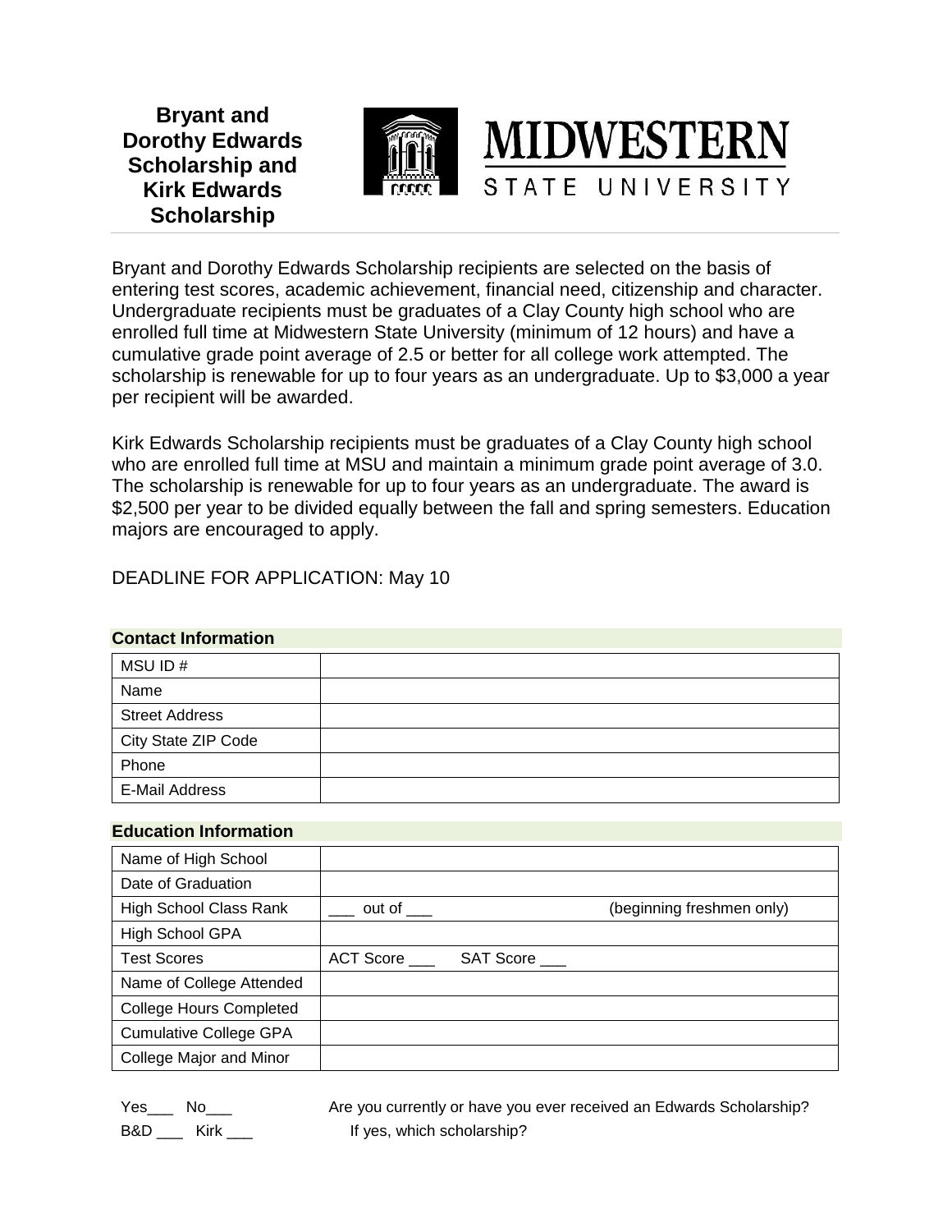# Bryant and Dorothy Edwards Scholarship and Kirk Edwards Scholarship

**MIDWESTERN STATE UNIVERSITY**

Bryant and Dorothy Edwards Scholarship recipients are selected on the basis of entering test scores, academic achievement, financial need, citizenship and character. Undergraduate recipients must be graduates of a Clay County high school who are enrolled full time at Midwestern State University (minimum of 12 hours) and have a cumulative grade point average of 2.5 or better for all college work attempted. The scholarship is renewable for up to four years as an undergraduate. Up to $3,000 a year per recipient will be awarded.

Kirk Edwards Scholarship recipients must be graduates of a Clay County high school who are enrolled full time at MSU and maintain a minimum grade point average of 3.0. The scholarship is renewable for up to four years as an undergraduate. The award is $2,500 per year to be divided equally between the fall and spring semesters. Education majors are encouraged to apply.

DEADLINE FOR APPLICATION: May 10

### Contact Information

| | |
|---|---|
| MSU ID # | |
| Name | |
| Street Address | |
| City State ZIP Code | |
| Phone | |
| E-Mail Address | |

### Education Information

| | |
|---|---|
| Name of High School | |
| Date of Graduation | |
| High School Class Rank | ___ out of ___ (beginning freshmen only) |
| High School GPA | |
| Test Scores | ACT Score ___ SAT Score ___ |
| Name of College Attended | |
| College Hours Completed | |
| Cumulative College GPA | |
| College Major and Minor | |

Yes___ No___ Are you currently or have you ever received an Edwards Scholarship?

B&D ___ Kirk ___ If yes, which scholarship?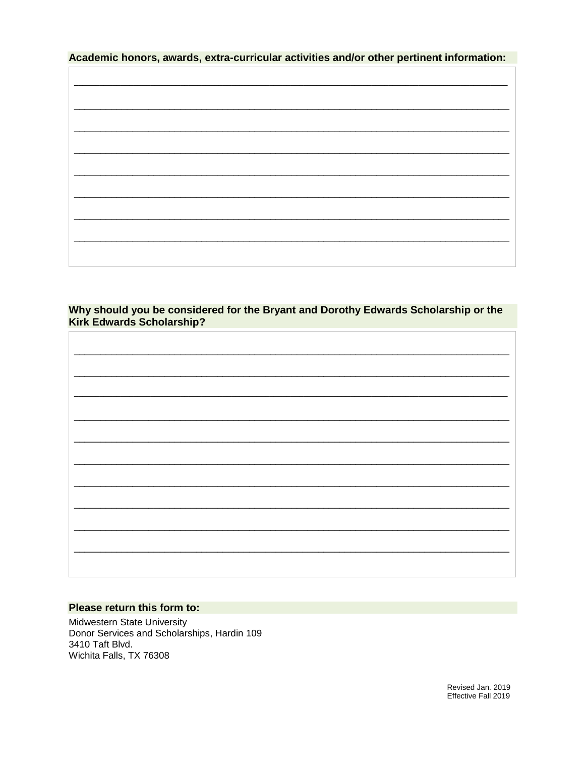**Academic honors, awards, extra-curricular activities and/or other pertinent information:**

________________________________________________________________________________

________________________________________________________________________________

________________________________________________________________________________

________________________________________________________________________________

________________________________________________________________________________

________________________________________________________________________________

________________________________________________________________________________

________________________________________________________________________________

**Why should you be considered for the Bryant and Dorothy Edwards Scholarship or the Kirk Edwards Scholarship?**

________________________________________________________________________________

________________________________________________________________________________

________________________________________________________________________________

________________________________________________________________________________

________________________________________________________________________________

________________________________________________________________________________

________________________________________________________________________________

________________________________________________________________________________

________________________________________________________________________________

________________________________________________________________________________

**Please return this form to:**

Midwestern State University
Donor Services and Scholarships, Hardin 109
3410 Taft Blvd.
Wichita Falls, TX 76308

Revised Jan. 2019
Effective Fall 2019